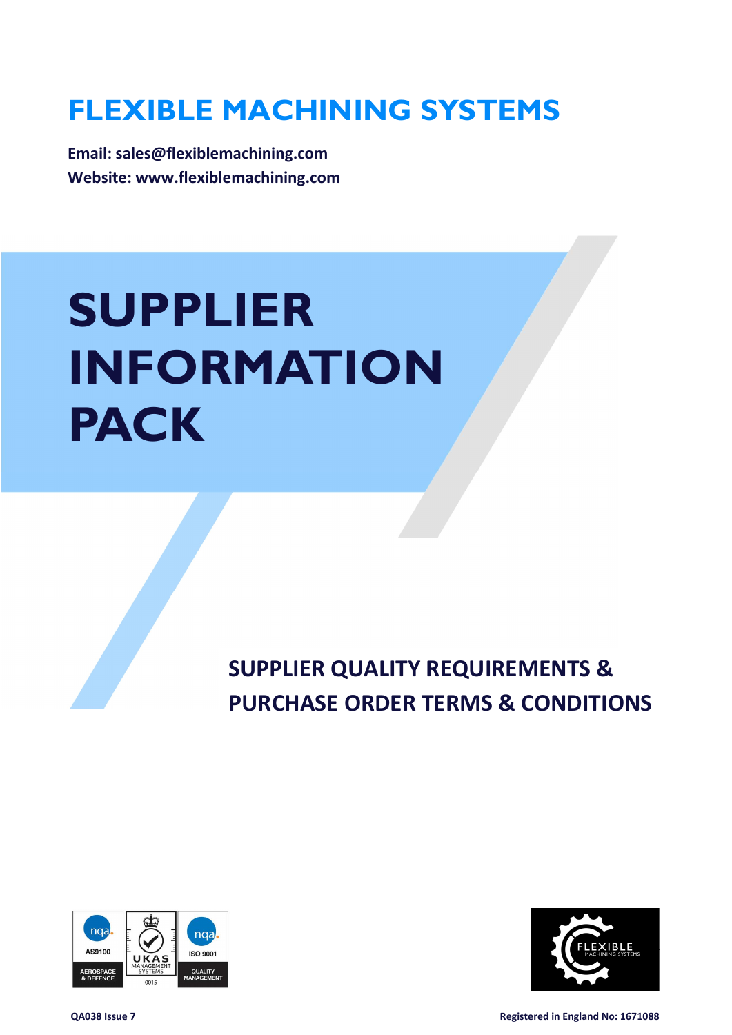# FLEXIBLE MACHINING SYSTEMS

**Email: sales@flexiblemachining.com**
**Website: www.flexiblemachining.com**

# SUPPLIER INFORMATION PACK

## SUPPLIER QUALITY REQUIREMENTS & PURCHASE ORDER TERMS & CONDITIONS

**QA038 Issue 7**

**Registered in England No: 1671088**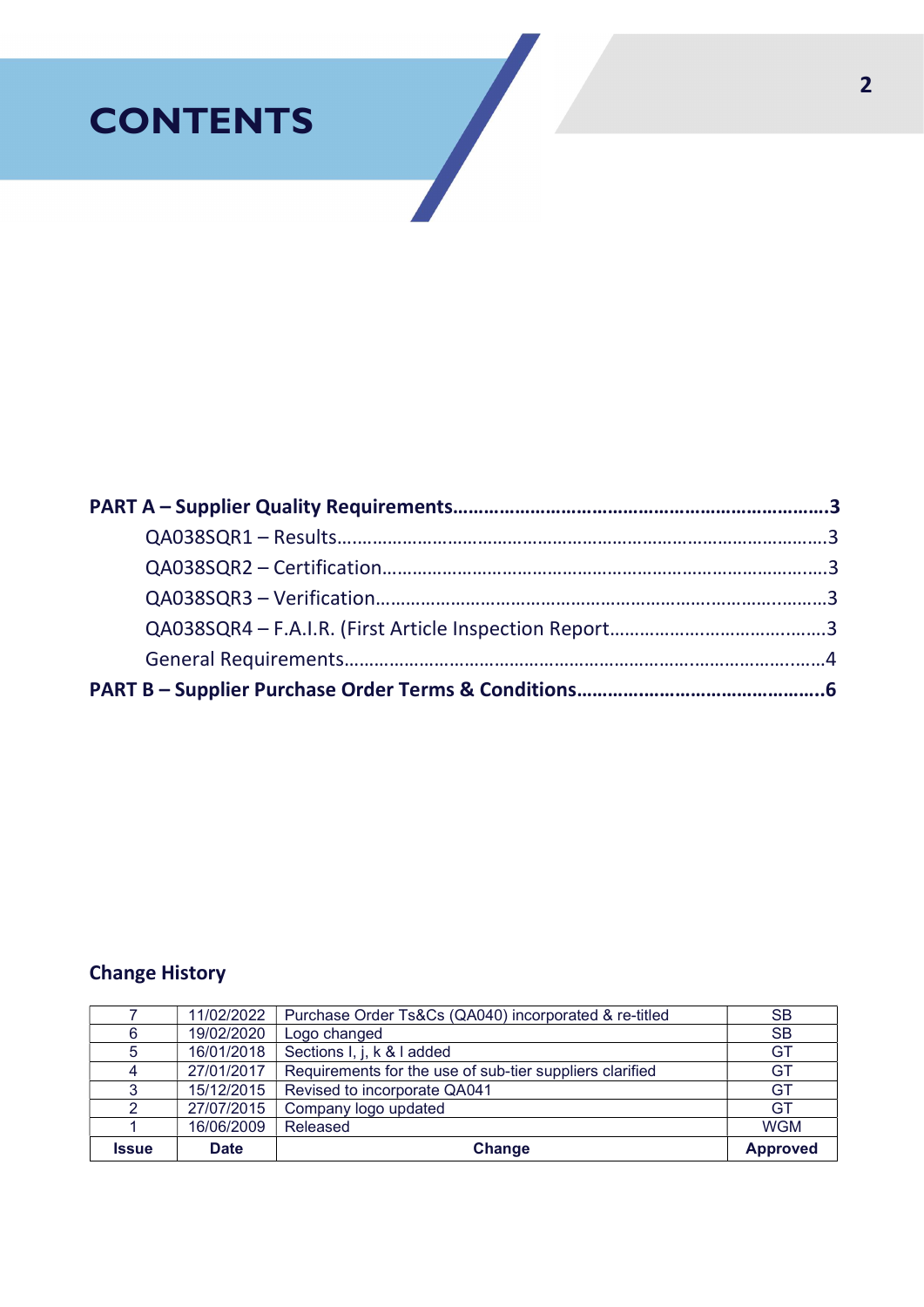# CONTENTS

**PART A – Supplier Quality Requirements……………………………………………………………3**

QA038SQR1 – Results……………………………………………………………………………………3

QA038SQR2 – Certification…………………………………………………………………………….3

QA038SQR3 – Verification…………………………………………………………………………….3

QA038SQR4 – F.A.I.R. (First Article Inspection Report…………………………………….3

General Requirements……………………………………………………………………………….4

**PART B – Supplier Purchase Order Terms & Conditions…………………………………………6**

## Change History

| Issue | Date | Change | Approved |
|---|---|---|---|
| 7 | 11/02/2022 | Purchase Order Ts&Cs (QA040) incorporated & re-titled | SB |
| 6 | 19/02/2020 | Logo changed | SB |
| 5 | 16/01/2018 | Sections I, j, k & l added | GT |
| 4 | 27/01/2017 | Requirements for the use of sub-tier suppliers clarified | GT |
| 3 | 15/12/2015 | Revised to incorporate QA041 | GT |
| 2 | 27/07/2015 | Company logo updated | GT |
| 1 | 16/06/2009 | Released | WGM |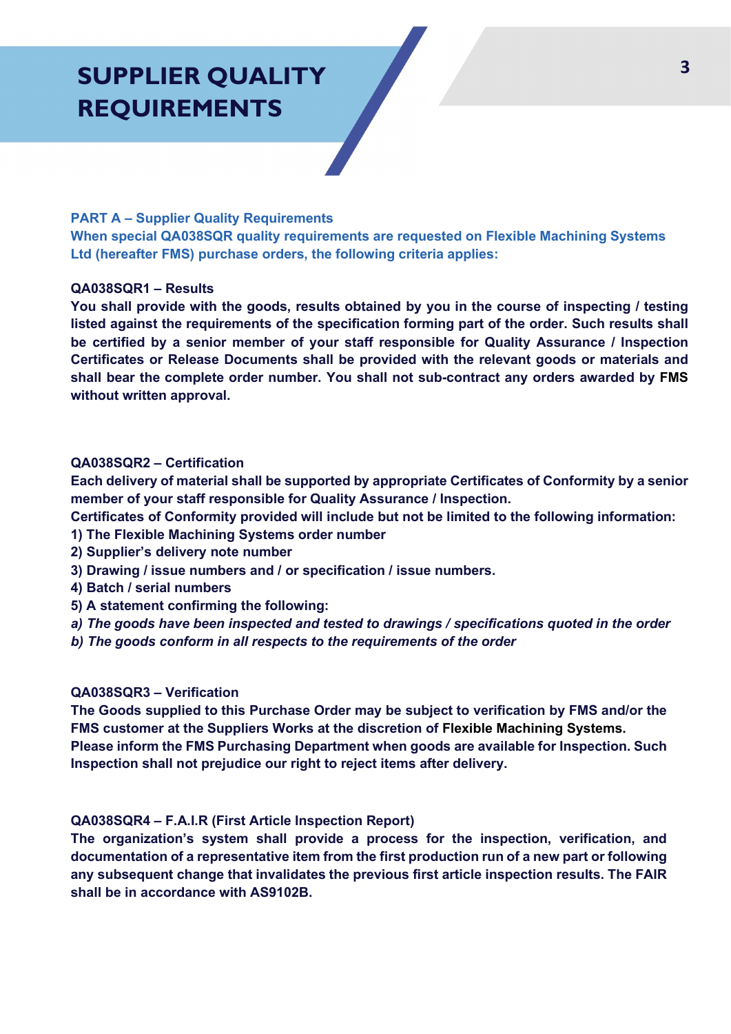# SUPPLIER QUALITY REQUIREMENTS

## PART A – Supplier Quality Requirements

**When special QA038SQR quality requirements are requested on Flexible Machining Systems Ltd (hereafter FMS) purchase orders, the following criteria applies:**

### QA038SQR1 – Results

**You shall provide with the goods, results obtained by you in the course of inspecting / testing listed against the requirements of the specification forming part of the order. Such results shall be certified by a senior member of your staff responsible for Quality Assurance / Inspection Certificates or Release Documents shall be provided with the relevant goods or materials and shall bear the complete order number. You shall not sub-contract any orders awarded by FMS without written approval.**

### QA038SQR2 – Certification

**Each delivery of material shall be supported by appropriate Certificates of Conformity by a senior member of your staff responsible for Quality Assurance / Inspection.**

**Certificates of Conformity provided will include but not be limited to the following information:**

**1) The Flexible Machining Systems order number**
**2) Supplier's delivery note number**
**3) Drawing / issue numbers and / or specification / issue numbers.**
**4) Batch / serial numbers**
**5) A statement confirming the following:**
***a) The goods have been inspected and tested to drawings / specifications quoted in the order***
***b) The goods conform in all respects to the requirements of the order***

### QA038SQR3 – Verification

**The Goods supplied to this Purchase Order may be subject to verification by FMS and/or the FMS customer at the Suppliers Works at the discretion of Flexible Machining Systems.**

**Please inform the FMS Purchasing Department when goods are available for Inspection. Such Inspection shall not prejudice our right to reject items after delivery.**

### QA038SQR4 – F.A.I.R (First Article Inspection Report)

**The organization's system shall provide a process for the inspection, verification, and documentation of a representative item from the first production run of a new part or following any subsequent change that invalidates the previous first article inspection results. The FAIR shall be in accordance with AS9102B.**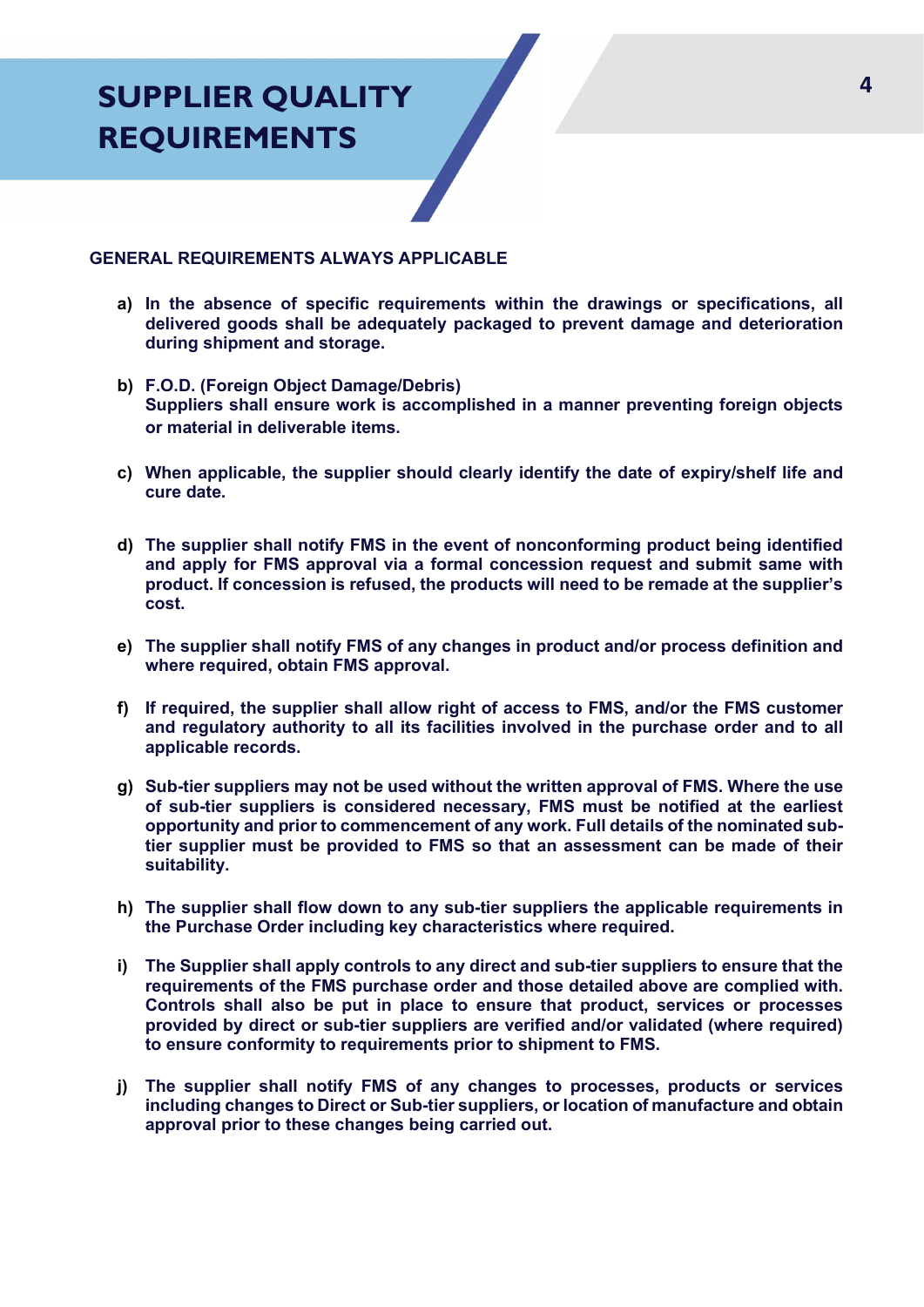# SUPPLIER QUALITY REQUIREMENTS

## GENERAL REQUIREMENTS ALWAYS APPLICABLE

**a) In the absence of specific requirements within the drawings or specifications, all delivered goods shall be adequately packaged to prevent damage and deterioration during shipment and storage.**

**b) F.O.D. (Foreign Object Damage/Debris)**
**Suppliers shall ensure work is accomplished in a manner preventing foreign objects or material in deliverable items.**

**c) When applicable, the supplier should clearly identify the date of expiry/shelf life and cure date.**

**d) The supplier shall notify FMS in the event of nonconforming product being identified and apply for FMS approval via a formal concession request and submit same with product. If concession is refused, the products will need to be remade at the supplier's cost.**

**e) The supplier shall notify FMS of any changes in product and/or process definition and where required, obtain FMS approval.**

**f) If required, the supplier shall allow right of access to FMS, and/or the FMS customer and regulatory authority to all its facilities involved in the purchase order and to all applicable records.**

**g) Sub-tier suppliers may not be used without the written approval of FMS. Where the use of sub-tier suppliers is considered necessary, FMS must be notified at the earliest opportunity and prior to commencement of any work. Full details of the nominated sub-tier supplier must be provided to FMS so that an assessment can be made of their suitability.**

**h) The supplier shall flow down to any sub-tier suppliers the applicable requirements in the Purchase Order including key characteristics where required.**

**i) The Supplier shall apply controls to any direct and sub-tier suppliers to ensure that the requirements of the FMS purchase order and those detailed above are complied with. Controls shall also be put in place to ensure that product, services or processes provided by direct or sub-tier suppliers are verified and/or validated (where required) to ensure conformity to requirements prior to shipment to FMS.**

**j) The supplier shall notify FMS of any changes to processes, products or services including changes to Direct or Sub-tier suppliers, or location of manufacture and obtain approval prior to these changes being carried out.**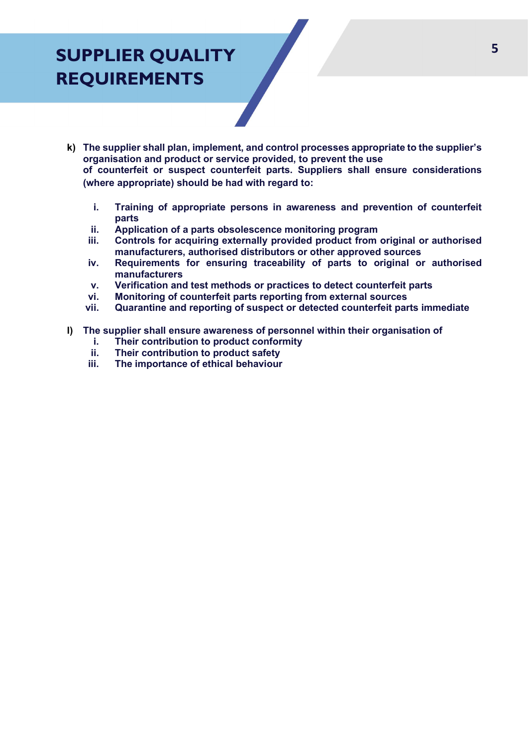# SUPPLIER QUALITY REQUIREMENTS

**k) The supplier shall plan, implement, and control processes appropriate to the supplier's organisation and product or service provided, to prevent the use of counterfeit or suspect counterfeit parts. Suppliers shall ensure considerations (where appropriate) should be had with regard to:**

- **i. Training of appropriate persons in awareness and prevention of counterfeit parts**
- **ii. Application of a parts obsolescence monitoring program**
- **iii. Controls for acquiring externally provided product from original or authorised manufacturers, authorised distributors or other approved sources**
- **iv. Requirements for ensuring traceability of parts to original or authorised manufacturers**
- **v. Verification and test methods or practices to detect counterfeit parts**
- **vi. Monitoring of counterfeit parts reporting from external sources**
- **vii. Quarantine and reporting of suspect or detected counterfeit parts immediate**

**l) The supplier shall ensure awareness of personnel within their organisation of**

- **i. Their contribution to product conformity**
- **ii. Their contribution to product safety**
- **iii. The importance of ethical behaviour**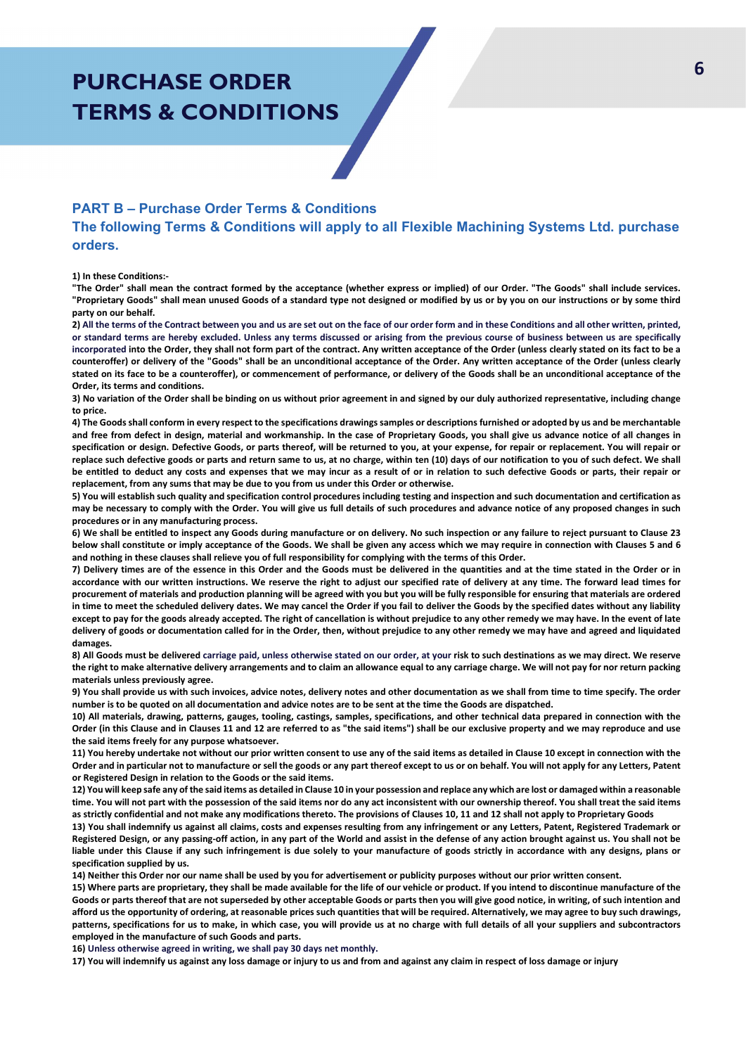# PURCHASE ORDER TERMS & CONDITIONS

## PART B – Purchase Order Terms & Conditions

## The following Terms & Conditions will apply to all Flexible Machining Systems Ltd. purchase orders.

**1) In these Conditions:-**

**"The Order" shall mean the contract formed by the acceptance (whether express or implied) of our Order. "The Goods" shall include services. "Proprietary Goods" shall mean unused Goods of a standard type not designed or modified by us or by you on our instructions or by some third party on our behalf.**

**2) All the terms of the Contract between you and us are set out on the face of our order form and in these Conditions and all other written, printed, or standard terms are hereby excluded. Unless any terms discussed or arising from the previous course of business between us are specifically incorporated into the Order, they shall not form part of the contract. Any written acceptance of the Order (unless clearly stated on its fact to be a counteroffer) or delivery of the "Goods" shall be an unconditional acceptance of the Order. Any written acceptance of the Order (unless clearly stated on its face to be a counteroffer), or commencement of performance, or delivery of the Goods shall be an unconditional acceptance of the Order, its terms and conditions.**

**3) No variation of the Order shall be binding on us without prior agreement in and signed by our duly authorized representative, including change to price.**

**4) The Goods shall conform in every respect to the specifications drawings samples or descriptions furnished or adopted by us and be merchantable and free from defect in design, material and workmanship. In the case of Proprietary Goods, you shall give us advance notice of all changes in specification or design. Defective Goods, or parts thereof, will be returned to you, at your expense, for repair or replacement. You will repair or replace such defective goods or parts and return same to us, at no charge, within ten (10) days of our notification to you of such defect. We shall be entitled to deduct any costs and expenses that we may incur as a result of or in relation to such defective Goods or parts, their repair or replacement, from any sums that may be due to you from us under this Order or otherwise.**

**5) You will establish such quality and specification control procedures including testing and inspection and such documentation and certification as may be necessary to comply with the Order. You will give us full details of such procedures and advance notice of any proposed changes in such procedures or in any manufacturing process.**

**6) We shall be entitled to inspect any Goods during manufacture or on delivery. No such inspection or any failure to reject pursuant to Clause 23 below shall constitute or imply acceptance of the Goods. We shall be given any access which we may require in connection with Clauses 5 and 6 and nothing in these clauses shall relieve you of full responsibility for complying with the terms of this Order.**

**7) Delivery times are of the essence in this Order and the Goods must be delivered in the quantities and at the time stated in the Order or in accordance with our written instructions. We reserve the right to adjust our specified rate of delivery at any time. The forward lead times for procurement of materials and production planning will be agreed with you but you will be fully responsible for ensuring that materials are ordered in time to meet the scheduled delivery dates. We may cancel the Order if you fail to deliver the Goods by the specified dates without any liability except to pay for the goods already accepted. The right of cancellation is without prejudice to any other remedy we may have. In the event of late delivery of goods or documentation called for in the Order, then, without prejudice to any other remedy we may have and agreed and liquidated damages.**

**8) All Goods must be delivered carriage paid, unless otherwise stated on our order, at your risk to such destinations as we may direct. We reserve the right to make alternative delivery arrangements and to claim an allowance equal to any carriage charge. We will not pay for nor return packing materials unless previously agree.**

**9) You shall provide us with such invoices, advice notes, delivery notes and other documentation as we shall from time to time specify. The order number is to be quoted on all documentation and advice notes are to be sent at the time the Goods are dispatched.**

**10) All materials, drawing, patterns, gauges, tooling, castings, samples, specifications, and other technical data prepared in connection with the Order (in this Clause and in Clauses 11 and 12 are referred to as "the said items") shall be our exclusive property and we may reproduce and use the said items freely for any purpose whatsoever.**

**11) You hereby undertake not without our prior written consent to use any of the said items as detailed in Clause 10 except in connection with the Order and in particular not to manufacture or sell the goods or any part thereof except to us or on behalf. You will not apply for any Letters, Patent or Registered Design in relation to the Goods or the said items.**

**12) You will keep safe any of the said items as detailed in Clause 10 in your possession and replace any which are lost or damaged within a reasonable time. You will not part with the possession of the said items nor do any act inconsistent with our ownership thereof. You shall treat the said items as strictly confidential and not make any modifications thereto. The provisions of Clauses 10, 11 and 12 shall not apply to Proprietary Goods**

**13) You shall indemnify us against all claims, costs and expenses resulting from any infringement or any Letters, Patent, Registered Trademark or Registered Design, or any passing-off action, in any part of the World and assist in the defense of any action brought against us. You shall not be liable under this Clause if any such infringement is due solely to your manufacture of goods strictly in accordance with any designs, plans or specification supplied by us.**

**14) Neither this Order nor our name shall be used by you for advertisement or publicity purposes without our prior written consent.**

**15) Where parts are proprietary, they shall be made available for the life of our vehicle or product. If you intend to discontinue manufacture of the Goods or parts thereof that are not superseded by other acceptable Goods or parts then you will give good notice, in writing, of such intention and afford us the opportunity of ordering, at reasonable prices such quantities that will be required. Alternatively, we may agree to buy such drawings, patterns, specifications for us to make, in which case, you will provide us at no charge with full details of all your suppliers and subcontractors employed in the manufacture of such Goods and parts.**

**16) Unless otherwise agreed in writing, we shall pay 30 days net monthly.**

**17) You will indemnify us against any loss damage or injury to us and from and against any claim in respect of loss damage or injury**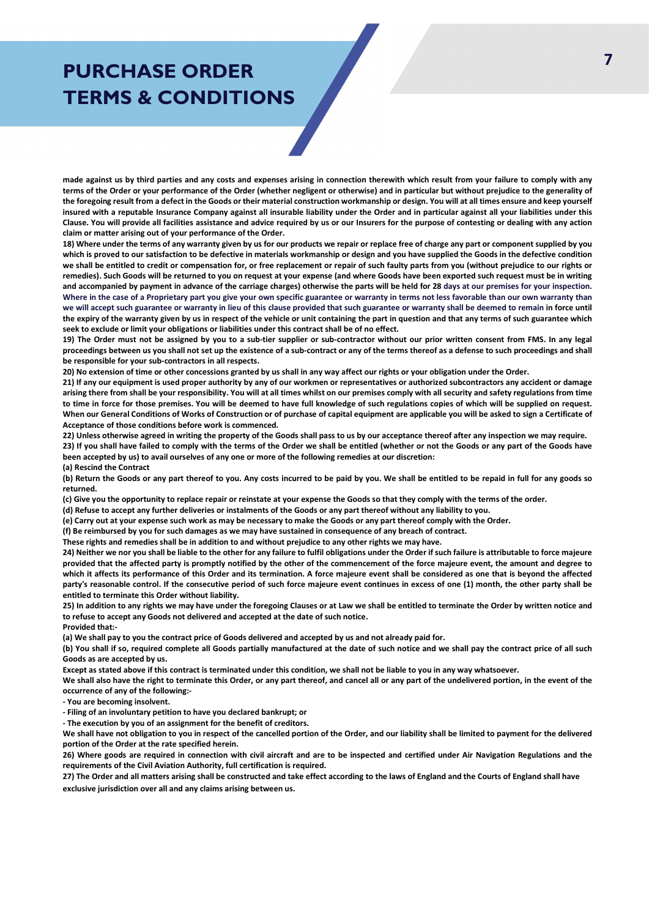# PURCHASE ORDER TERMS & CONDITIONS

**made against us by third parties and any costs and expenses arising in connection therewith which result from your failure to comply with any terms of the Order or your performance of the Order (whether negligent or otherwise) and in particular but without prejudice to the generality of the foregoing result from a defect in the Goods or their material construction workmanship or design. You will at all times ensure and keep yourself insured with a reputable Insurance Company against all insurable liability under the Order and in particular against all your liabilities under this Clause. You will provide all facilities assistance and advice required by us or our Insurers for the purpose of contesting or dealing with any action claim or matter arising out of your performance of the Order.**

**18) Where under the terms of any warranty given by us for our products we repair or replace free of charge any part or component supplied by you which is proved to our satisfaction to be defective in materials workmanship or design and you have supplied the Goods in the defective condition we shall be entitled to credit or compensation for, or free replacement or repair of such faulty parts from you (without prejudice to our rights or remedies). Such Goods will be returned to you on request at your expense (and where Goods have been exported such request must be in writing and accompanied by payment in advance of the carriage charges) otherwise the parts will be held for 28 days at our premises for your inspection. Where in the case of a Proprietary part you give your own specific guarantee or warranty in terms not less favorable than our own warranty than we will accept such guarantee or warranty in lieu of this clause provided that such guarantee or warranty shall be deemed to remain in force until the expiry of the warranty given by us in respect of the vehicle or unit containing the part in question and that any terms of such guarantee which seek to exclude or limit your obligations or liabilities under this contract shall be of no effect.**

**19) The Order must not be assigned by you to a sub-tier supplier or sub-contractor without our prior written consent from FMS. In any legal proceedings between us you shall not set up the existence of a sub-contract or any of the terms thereof as a defense to such proceedings and shall be responsible for your sub-contractors in all respects.**

**20) No extension of time or other concessions granted by us shall in any way affect our rights or your obligation under the Order.**

**21) If any our equipment is used proper authority by any of our workmen or representatives or authorized subcontractors any accident or damage arising there from shall be your responsibility. You will at all times whilst on our premises comply with all security and safety regulations from time to time in force for those premises. You will be deemed to have full knowledge of such regulations copies of which will be supplied on request. When our General Conditions of Works of Construction or of purchase of capital equipment are applicable you will be asked to sign a Certificate of Acceptance of those conditions before work is commenced.**

**22) Unless otherwise agreed in writing the property of the Goods shall pass to us by our acceptance thereof after any inspection we may require.**

**23) If you shall have failed to comply with the terms of the Order we shall be entitled (whether or not the Goods or any part of the Goods have been accepted by us) to avail ourselves of any one or more of the following remedies at our discretion:**

**(a) Rescind the Contract**

**(b) Return the Goods or any part thereof to you. Any costs incurred to be paid by you. We shall be entitled to be repaid in full for any goods so returned.**

**(c) Give you the opportunity to replace repair or reinstate at your expense the Goods so that they comply with the terms of the order.**

**(d) Refuse to accept any further deliveries or instalments of the Goods or any part thereof without any liability to you.**

**(e) Carry out at your expense such work as may be necessary to make the Goods or any part thereof comply with the Order.**

**(f) Be reimbursed by you for such damages as we may have sustained in consequence of any breach of contract.**

**These rights and remedies shall be in addition to and without prejudice to any other rights we may have.**

**24) Neither we nor you shall be liable to the other for any failure to fulfil obligations under the Order if such failure is attributable to force majeure provided that the affected party is promptly notified by the other of the commencement of the force majeure event, the amount and degree to which it affects its performance of this Order and its termination. A force majeure event shall be considered as one that is beyond the affected party's reasonable control. If the consecutive period of such force majeure event continues in excess of one (1) month, the other party shall be entitled to terminate this Order without liability.**

**25) In addition to any rights we may have under the foregoing Clauses or at Law we shall be entitled to terminate the Order by written notice and to refuse to accept any Goods not delivered and accepted at the date of such notice.**

**Provided that:-**

**(a) We shall pay to you the contract price of Goods delivered and accepted by us and not already paid for.**

**(b) You shall if so, required complete all Goods partially manufactured at the date of such notice and we shall pay the contract price of all such Goods as are accepted by us.**

**Except as stated above if this contract is terminated under this condition, we shall not be liable to you in any way whatsoever.**

**We shall also have the right to terminate this Order, or any part thereof, and cancel all or any part of the undelivered portion, in the event of the occurrence of any of the following:-**

**- You are becoming insolvent.**

**- Filing of an involuntary petition to have you declared bankrupt; or**

**- The execution by you of an assignment for the benefit of creditors.**

**We shall have not obligation to you in respect of the cancelled portion of the Order, and our liability shall be limited to payment for the delivered portion of the Order at the rate specified herein.**

**26) Where goods are required in connection with civil aircraft and are to be inspected and certified under Air Navigation Regulations and the requirements of the Civil Aviation Authority, full certification is required.**

**27) The Order and all matters arising shall be constructed and take effect according to the laws of England and the Courts of England shall have exclusive jurisdiction over all and any claims arising between us.**